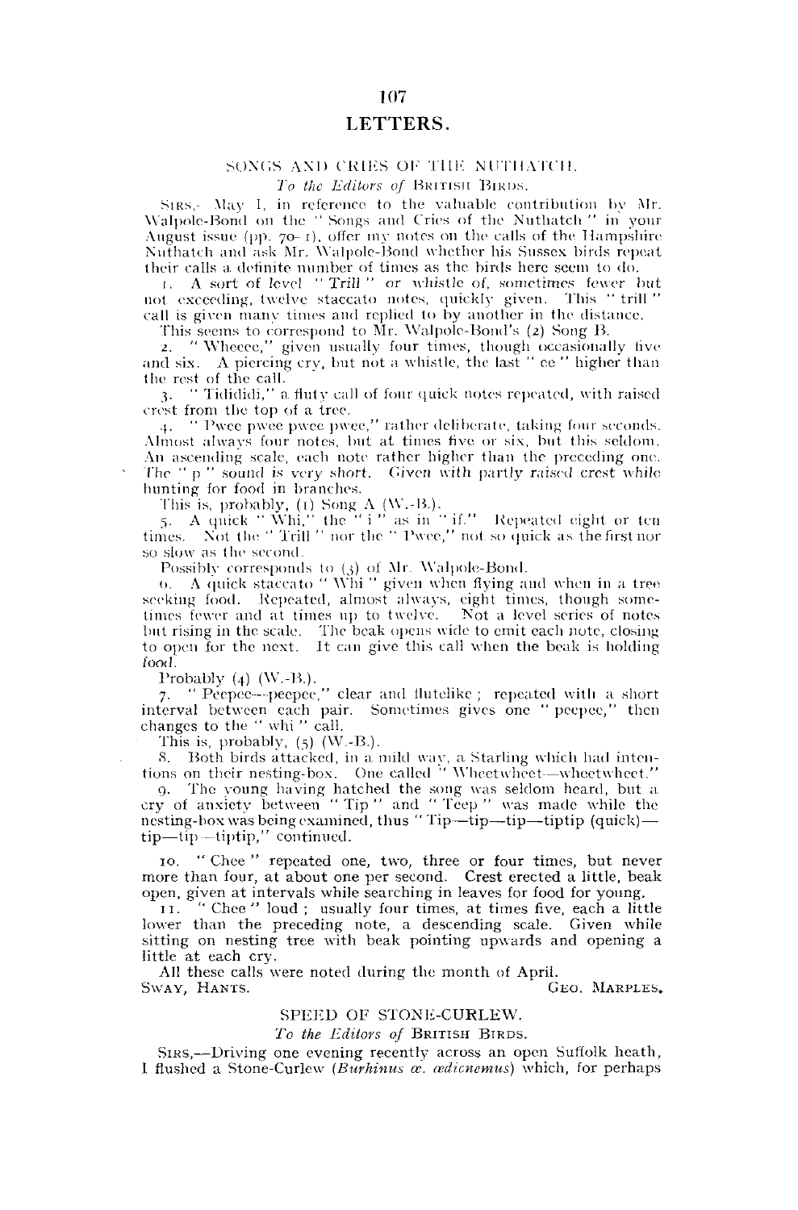# LETTERS.

## SONGS AND CRIES OF THE NUTHATCH.

*To the Editors of* BRITISH BIRDS.

SIRS,—May I, in reference to the valuable contribution by Mr. Walpole-Bond on the "Songs and Cries of the Nuthatch" in your August issue (pp. 70–1), offer my notes on the calls of the Hampshire Nuthatch and ask Mr. Walpole-Bond whether his Sussex birds repeat their calls a definite number of times as the birds here seem to do.

1. A sort of level "*Trill*" or whistle of, sometimes fewer but not exceeding, twelve staccato notes, quickly given. This "trill" call is given many times and replied to by another in the distance.

This seems to correspond to Mr. Walpole-Bond's (2) Song B.

2. "Wheeee," given usually four times, though occasionally five and six. A piercing cry, but not a whistle, the last "ee" higher than the rest of the call.

3. "Tidididi," a fluty call of four quick notes repeated, with raised crest from the top of a tree.

4. "Pwee pwee pwee pwee," rather deliberate, taking four seconds. Almost always four notes, but at times five or six, but this seldom. An ascending scale, each note rather higher than the preceding one. The "p" sound is very short. Given with partly raised crest while hunting for food in branches.

This is, probably, (1) Song A (W.-B.).

5. A quick "Whi," the "i" as in "if." Repeated eight or ten times. Not the "Trill" nor the "Pwee," not so quick as the first nor so slow as the second.

Possibly corresponds to (3) of Mr. Walpole-Bond.

6. A quick staccato "Whi" given when flying and when in a tree seeking food. Repeated, almost always, eight times, though sometimes fewer and at times up to twelve. Not a level series of notes but rising in the scale. The beak opens wide to emit each note, closing to open for the next. It can give this call when the beak is holding food.

Probably (4) (W.-B.).

7. "Peepee—peepee," clear and flutelike; repeated with a short interval between each pair. Sometimes gives one "peepee," then changes to the "whi" call.

This is, probably, (5) (W.-B.).

8. Both birds attacked, in a mild way, a Starling which had intentions on their nesting-box. One called "Wheetwheet—wheetwheet."

9. The young having hatched the song was seldom heard, but a cry of anxiety between "Tip" and "Teep" was made while the nesting-box was being examined, thus "Tip—tip—tip—tiptip (quick)—tip—tip—tiptip," continued.

10. "Chee" repeated one, two, three or four times, but never more than four, at about one per second. Crest erected a little, beak open, given at intervals while searching in leaves for food for young.

11. "Chee" loud; usually four times, at times five, each a little lower than the preceding note, a descending scale. Given while sitting on nesting tree with beak pointing upwards and opening a little at each cry.

All these calls were noted during the month of April.

SWAY, HANTS. GEO. MARPLES.

## SPEED OF STONE-CURLEW.

*To the Editors of* BRITISH BIRDS.

SIRS,—Driving one evening recently across an open Suffolk heath, I flushed a Stone-Curlew (*Burhinus œ. œdicnemus*) which, for perhaps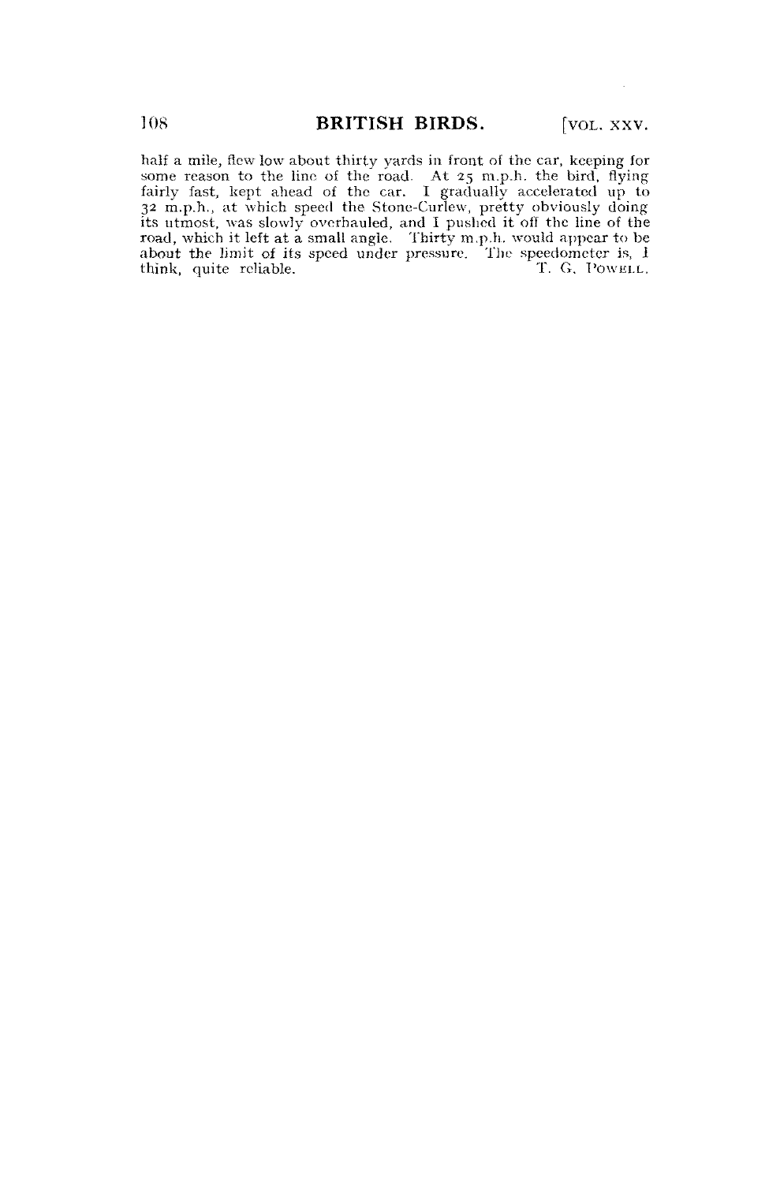half a mile, flew low about thirty yards in front of the car, keeping for some reason to the line of the road. At 25 m.p.h. the bird, flying fairly fast, kept ahead of the car. I gradually accelerated up to 32 m.p.h., at which speed the Stone-Curlew, pretty obviously doing its utmost, was slowly overhauled, and I pushed it off the line of the road, which it left at a small angle. Thirty m.p.h. would appear to be about the limit of its speed under pressure. The speedometer is, I think, quite reliable.

T. G. POWELL.